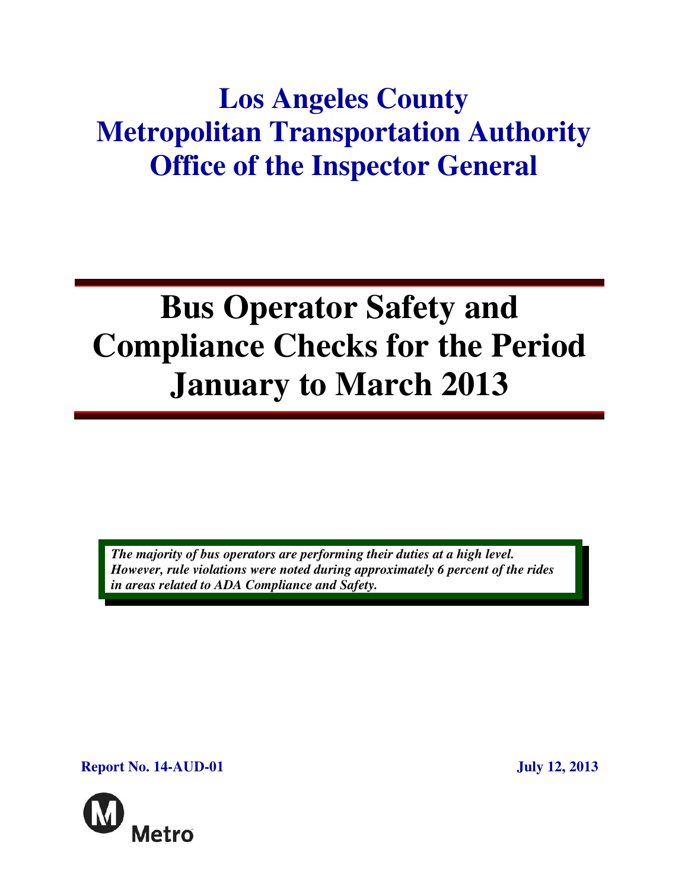# Los Angeles County Metropolitan Transportation Authority Office of the Inspector General

# Bus Operator Safety and Compliance Checks for the Period January to March 2013

***The majority of bus operators are performing their duties at a high level. However, rule violations were noted during approximately 6 percent of the rides in areas related to ADA Compliance and Safety.***

**Report No. 14-AUD-01** **July 12, 2013**

Metro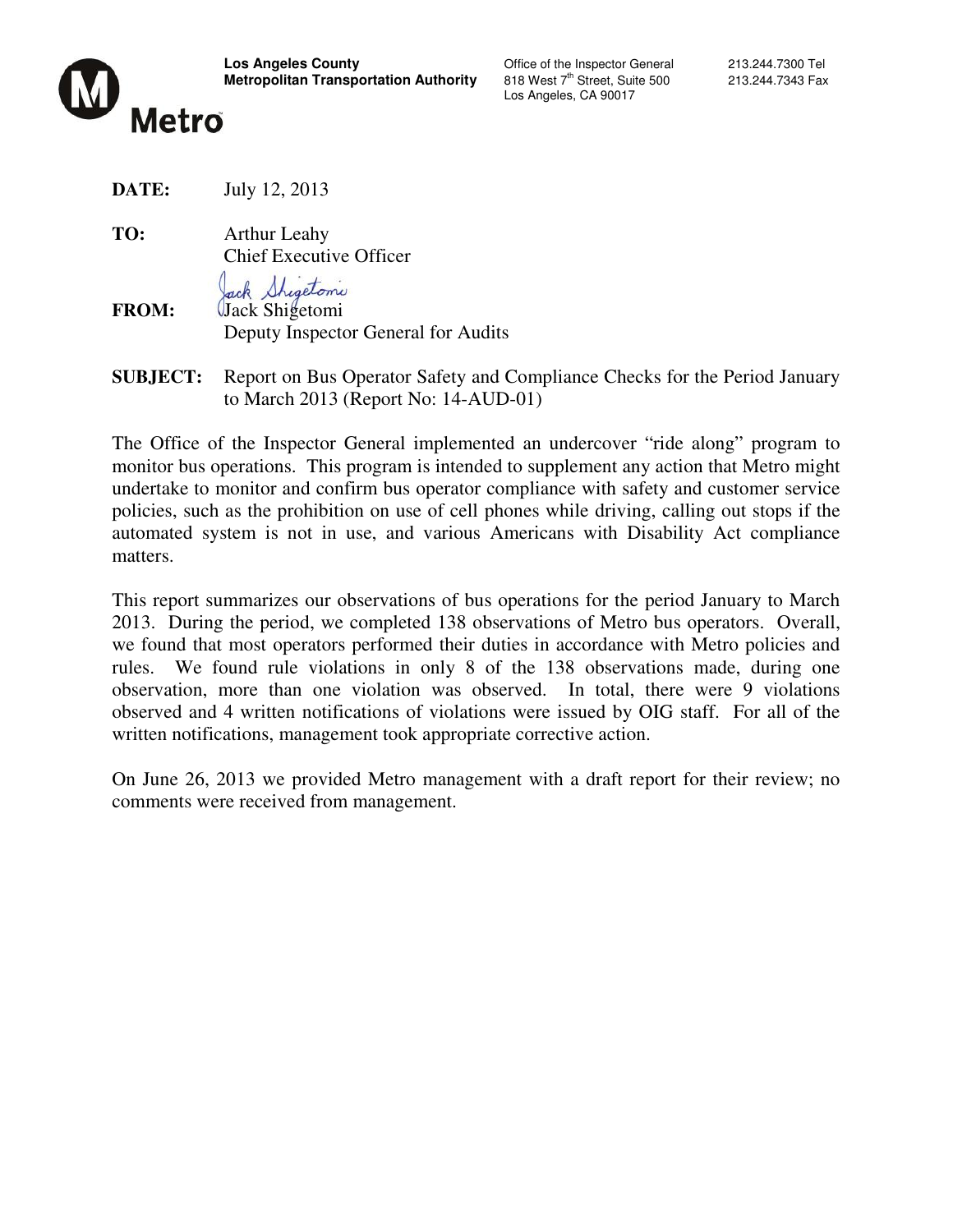**Los Angeles County**
**Metropolitan Transportation Authority**

Office of the Inspector General
818 West 7th Street, Suite 500
Los Angeles, CA 90017

213.244.7300 Tel
213.244.7343 Fax

Metro

**DATE:** July 12, 2013

**TO:** Arthur Leahy
Chief Executive Officer

**FROM:** Jack Shigetomi
Deputy Inspector General for Audits

**SUBJECT:** Report on Bus Operator Safety and Compliance Checks for the Period January to March 2013 (Report No: 14-AUD-01)

The Office of the Inspector General implemented an undercover "ride along" program to monitor bus operations. This program is intended to supplement any action that Metro might undertake to monitor and confirm bus operator compliance with safety and customer service policies, such as the prohibition on use of cell phones while driving, calling out stops if the automated system is not in use, and various Americans with Disability Act compliance matters.

This report summarizes our observations of bus operations for the period January to March 2013. During the period, we completed 138 observations of Metro bus operators. Overall, we found that most operators performed their duties in accordance with Metro policies and rules. We found rule violations in only 8 of the 138 observations made, during one observation, more than one violation was observed. In total, there were 9 violations observed and 4 written notifications of violations were issued by OIG staff. For all of the written notifications, management took appropriate corrective action.

On June 26, 2013 we provided Metro management with a draft report for their review; no comments were received from management.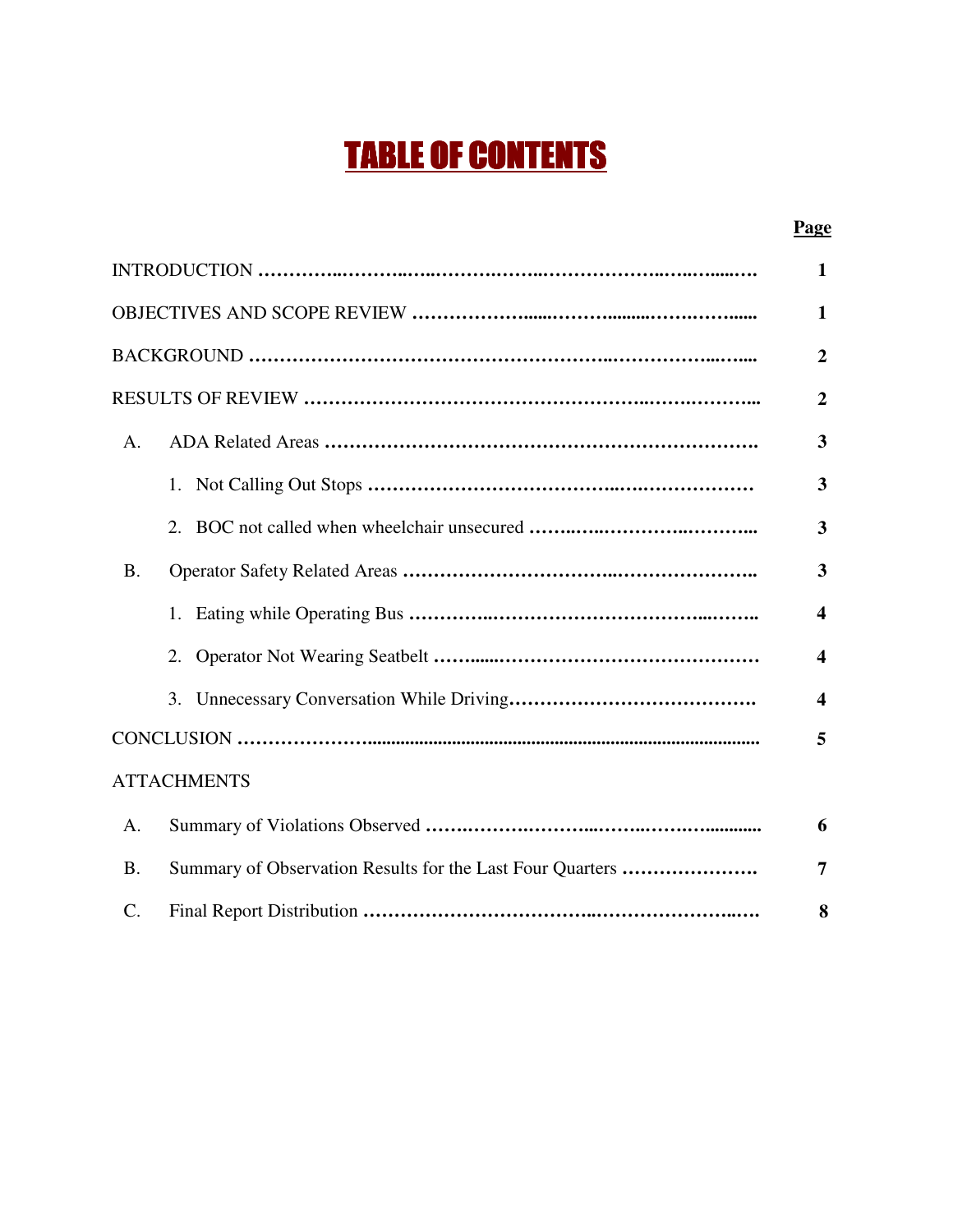# TABLE OF CONTENTS

| | Page |
|---|---|
| INTRODUCTION | 1 |
| OBJECTIVES AND SCOPE REVIEW | 1 |
| BACKGROUND | 2 |
| RESULTS OF REVIEW | 2 |
| A. ADA Related Areas | 3 |
| 1. Not Calling Out Stops | 3 |
| 2. BOC not called when wheelchair unsecured | 3 |
| B. Operator Safety Related Areas | 3 |
| 1. Eating while Operating Bus | 4 |
| 2. Operator Not Wearing Seatbelt | 4 |
| 3. Unnecessary Conversation While Driving | 4 |
| CONCLUSION | 5 |
| ATTACHMENTS | |
| A. Summary of Violations Observed | 6 |
| B. Summary of Observation Results for the Last Four Quarters | 7 |
| C. Final Report Distribution | 8 |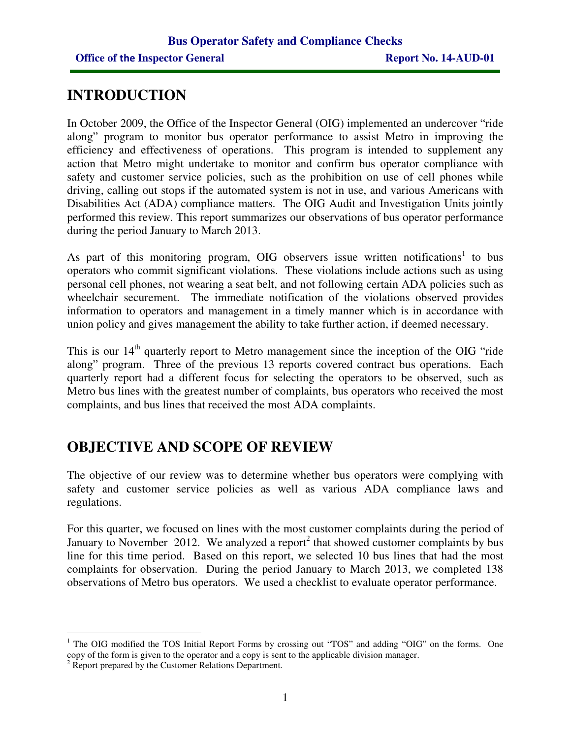# INTRODUCTION

In October 2009, the Office of the Inspector General (OIG) implemented an undercover "ride along" program to monitor bus operator performance to assist Metro in improving the efficiency and effectiveness of operations. This program is intended to supplement any action that Metro might undertake to monitor and confirm bus operator compliance with safety and customer service policies, such as the prohibition on use of cell phones while driving, calling out stops if the automated system is not in use, and various Americans with Disabilities Act (ADA) compliance matters. The OIG Audit and Investigation Units jointly performed this review. This report summarizes our observations of bus operator performance during the period January to March 2013.

As part of this monitoring program, OIG observers issue written notifications[1] to bus operators who commit significant violations. These violations include actions such as using personal cell phones, not wearing a seat belt, and not following certain ADA policies such as wheelchair securement. The immediate notification of the violations observed provides information to operators and management in a timely manner which is in accordance with union policy and gives management the ability to take further action, if deemed necessary.

This is our 14th quarterly report to Metro management since the inception of the OIG "ride along" program. Three of the previous 13 reports covered contract bus operations. Each quarterly report had a different focus for selecting the operators to be observed, such as Metro bus lines with the greatest number of complaints, bus operators who received the most complaints, and bus lines that received the most ADA complaints.

# OBJECTIVE AND SCOPE OF REVIEW

The objective of our review was to determine whether bus operators were complying with safety and customer service policies as well as various ADA compliance laws and regulations.

For this quarter, we focused on lines with the most customer complaints during the period of January to November 2012. We analyzed a report[2] that showed customer complaints by bus line for this time period. Based on this report, we selected 10 bus lines that had the most complaints for observation. During the period January to March 2013, we completed 138 observations of Metro bus operators. We used a checklist to evaluate operator performance.

---

[1] The OIG modified the TOS Initial Report Forms by crossing out "TOS" and adding "OIG" on the forms. One copy of the form is given to the operator and a copy is sent to the applicable division manager.

[2] Report prepared by the Customer Relations Department.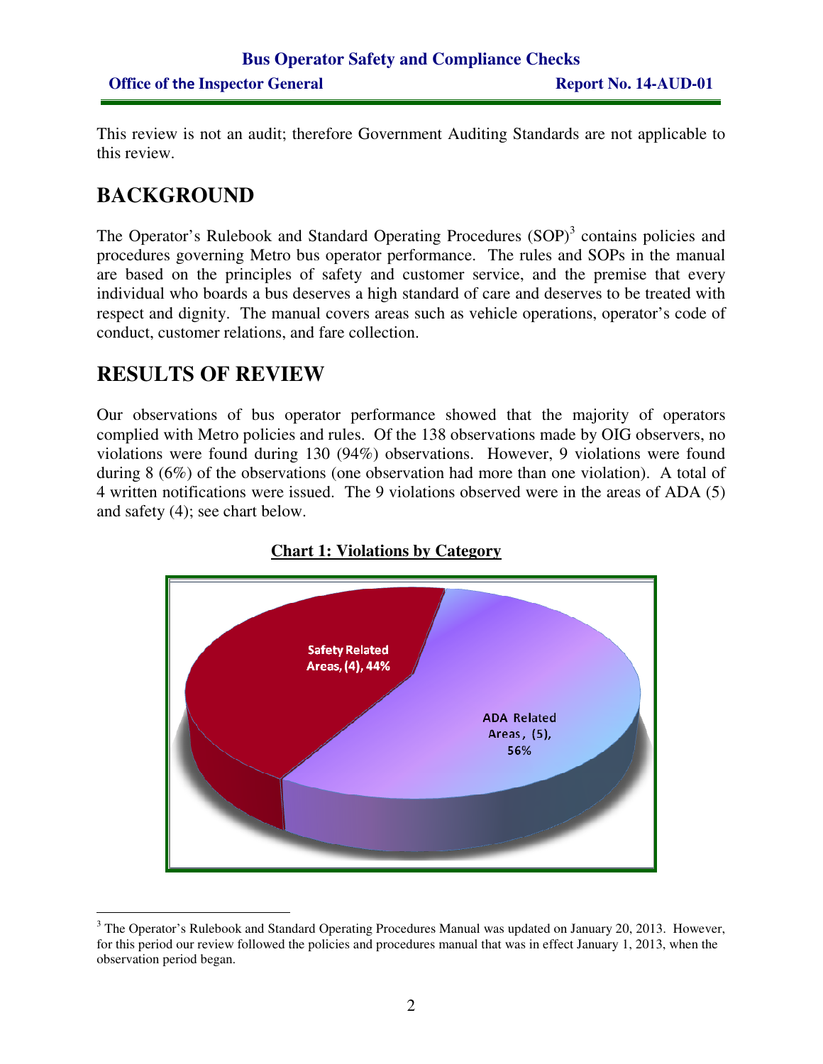This review is not an audit; therefore Government Auditing Standards are not applicable to this review.

## BACKGROUND

The Operator's Rulebook and Standard Operating Procedures (SOP)[3] contains policies and procedures governing Metro bus operator performance. The rules and SOPs in the manual are based on the principles of safety and customer service, and the premise that every individual who boards a bus deserves a high standard of care and deserves to be treated with respect and dignity. The manual covers areas such as vehicle operations, operator's code of conduct, customer relations, and fare collection.

## RESULTS OF REVIEW

Our observations of bus operator performance showed that the majority of operators complied with Metro policies and rules. Of the 138 observations made by OIG observers, no violations were found during 130 (94%) observations. However, 9 violations were found during 8 (6%) of the observations (one observation had more than one violation). A total of 4 written notifications were issued. The 9 violations observed were in the areas of ADA (5) and safety (4); see chart below.

**Chart 1: Violations by Category**

Safety Related Areas, (4), 44%

ADA Related Areas, (5), 56%

[3] The Operator's Rulebook and Standard Operating Procedures Manual was updated on January 20, 2013. However, for this period our review followed the policies and procedures manual that was in effect January 1, 2013, when the observation period began.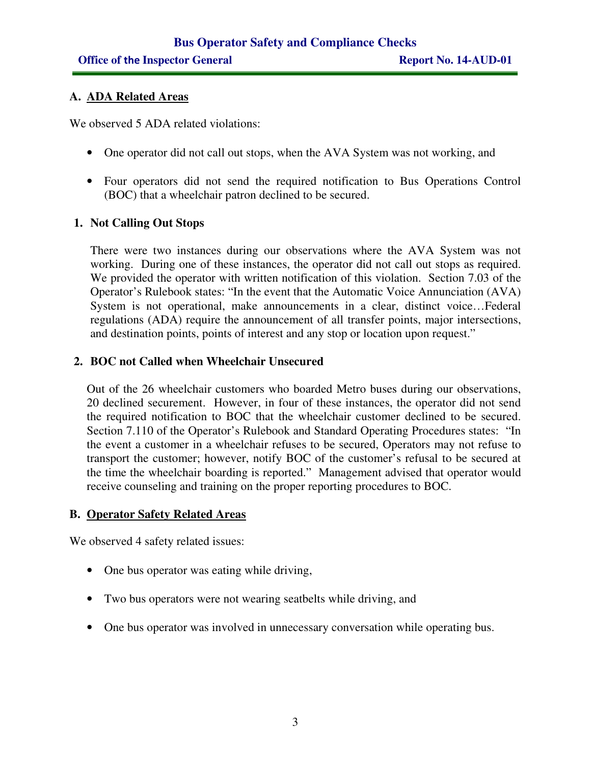## A. ADA Related Areas

We observed 5 ADA related violations:

- One operator did not call out stops, when the AVA System was not working, and
- Four operators did not send the required notification to Bus Operations Control (BOC) that a wheelchair patron declined to be secured.

### 1. Not Calling Out Stops

There were two instances during our observations where the AVA System was not working. During one of these instances, the operator did not call out stops as required. We provided the operator with written notification of this violation. Section 7.03 of the Operator's Rulebook states: "In the event that the Automatic Voice Annunciation (AVA) System is not operational, make announcements in a clear, distinct voice…Federal regulations (ADA) require the announcement of all transfer points, major intersections, and destination points, points of interest and any stop or location upon request."

### 2. BOC not Called when Wheelchair Unsecured

Out of the 26 wheelchair customers who boarded Metro buses during our observations, 20 declined securement. However, in four of these instances, the operator did not send the required notification to BOC that the wheelchair customer declined to be secured. Section 7.110 of the Operator's Rulebook and Standard Operating Procedures states: "In the event a customer in a wheelchair refuses to be secured, Operators may not refuse to transport the customer; however, notify BOC of the customer's refusal to be secured at the time the wheelchair boarding is reported." Management advised that operator would receive counseling and training on the proper reporting procedures to BOC.

## B. Operator Safety Related Areas

We observed 4 safety related issues:

- One bus operator was eating while driving,
- Two bus operators were not wearing seatbelts while driving, and
- One bus operator was involved in unnecessary conversation while operating bus.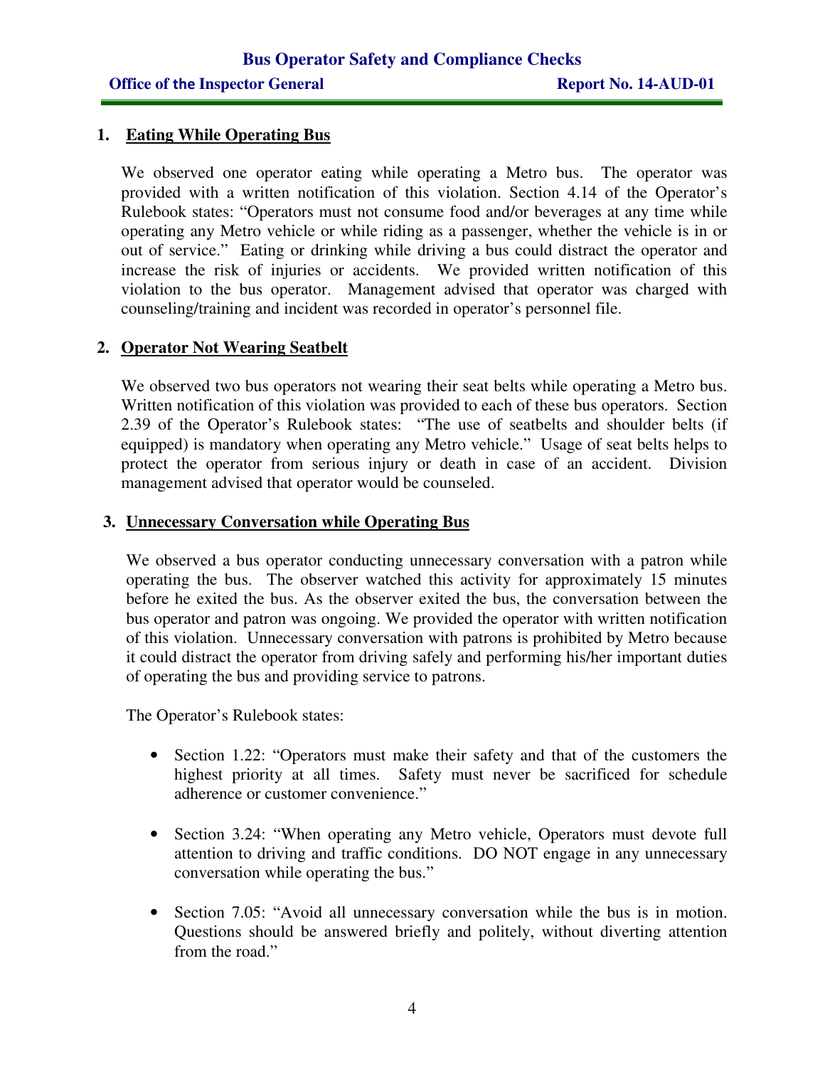## 1. Eating While Operating Bus

We observed one operator eating while operating a Metro bus. The operator was provided with a written notification of this violation. Section 4.14 of the Operator's Rulebook states: "Operators must not consume food and/or beverages at any time while operating any Metro vehicle or while riding as a passenger, whether the vehicle is in or out of service." Eating or drinking while driving a bus could distract the operator and increase the risk of injuries or accidents. We provided written notification of this violation to the bus operator. Management advised that operator was charged with counseling/training and incident was recorded in operator's personnel file.

## 2. Operator Not Wearing Seatbelt

We observed two bus operators not wearing their seat belts while operating a Metro bus. Written notification of this violation was provided to each of these bus operators. Section 2.39 of the Operator's Rulebook states: "The use of seatbelts and shoulder belts (if equipped) is mandatory when operating any Metro vehicle." Usage of seat belts helps to protect the operator from serious injury or death in case of an accident. Division management advised that operator would be counseled.

## 3. Unnecessary Conversation while Operating Bus

We observed a bus operator conducting unnecessary conversation with a patron while operating the bus. The observer watched this activity for approximately 15 minutes before he exited the bus. As the observer exited the bus, the conversation between the bus operator and patron was ongoing. We provided the operator with written notification of this violation. Unnecessary conversation with patrons is prohibited by Metro because it could distract the operator from driving safely and performing his/her important duties of operating the bus and providing service to patrons.

The Operator's Rulebook states:

- Section 1.22: "Operators must make their safety and that of the customers the highest priority at all times. Safety must never be sacrificed for schedule adherence or customer convenience."
- Section 3.24: "When operating any Metro vehicle, Operators must devote full attention to driving and traffic conditions. DO NOT engage in any unnecessary conversation while operating the bus."
- Section 7.05: "Avoid all unnecessary conversation while the bus is in motion. Questions should be answered briefly and politely, without diverting attention from the road."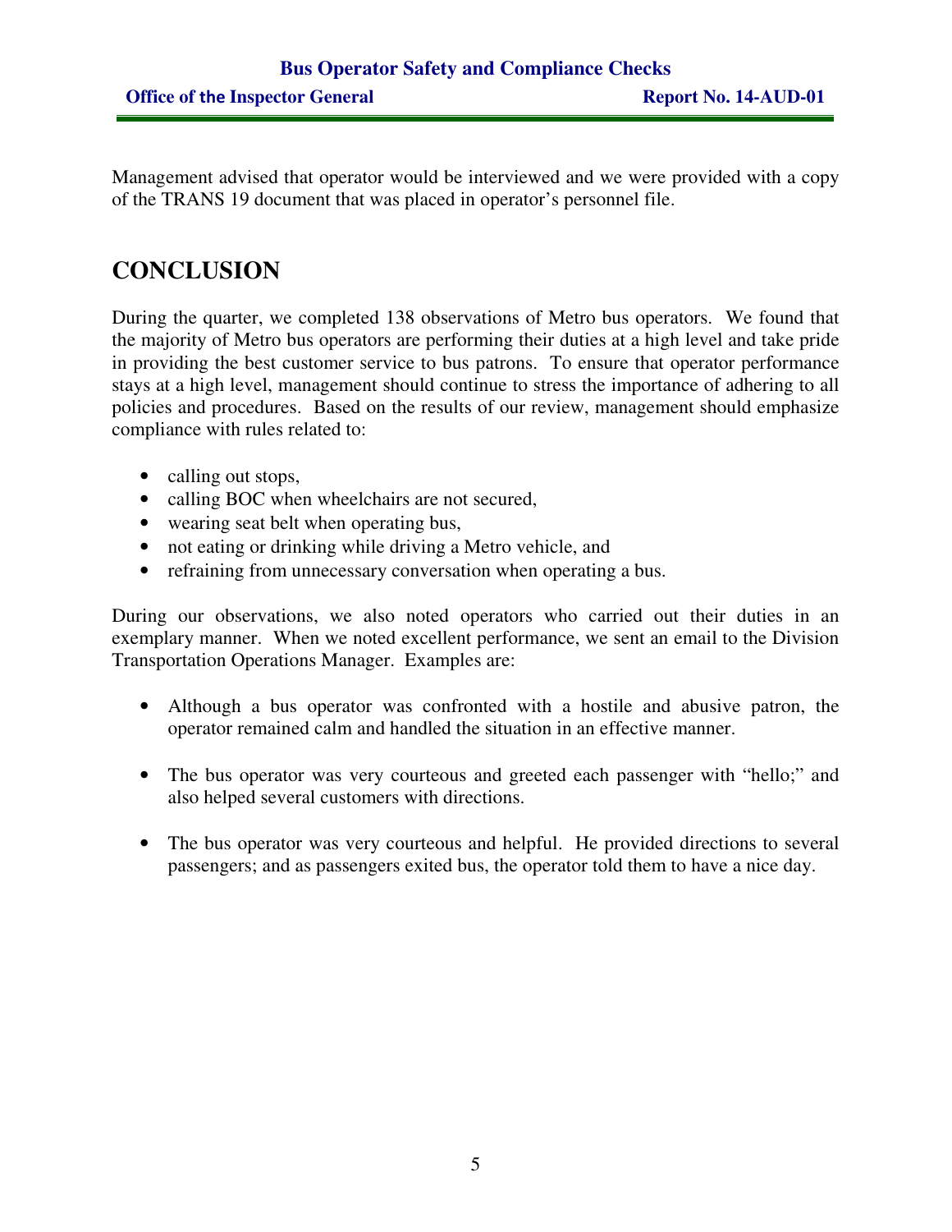Management advised that operator would be interviewed and we were provided with a copy of the TRANS 19 document that was placed in operator's personnel file.

## CONCLUSION

During the quarter, we completed 138 observations of Metro bus operators. We found that the majority of Metro bus operators are performing their duties at a high level and take pride in providing the best customer service to bus patrons. To ensure that operator performance stays at a high level, management should continue to stress the importance of adhering to all policies and procedures. Based on the results of our review, management should emphasize compliance with rules related to:

- calling out stops,
- calling BOC when wheelchairs are not secured,
- wearing seat belt when operating bus,
- not eating or drinking while driving a Metro vehicle, and
- refraining from unnecessary conversation when operating a bus.

During our observations, we also noted operators who carried out their duties in an exemplary manner. When we noted excellent performance, we sent an email to the Division Transportation Operations Manager. Examples are:

- Although a bus operator was confronted with a hostile and abusive patron, the operator remained calm and handled the situation in an effective manner.

- The bus operator was very courteous and greeted each passenger with "hello;" and also helped several customers with directions.

- The bus operator was very courteous and helpful. He provided directions to several passengers; and as passengers exited bus, the operator told them to have a nice day.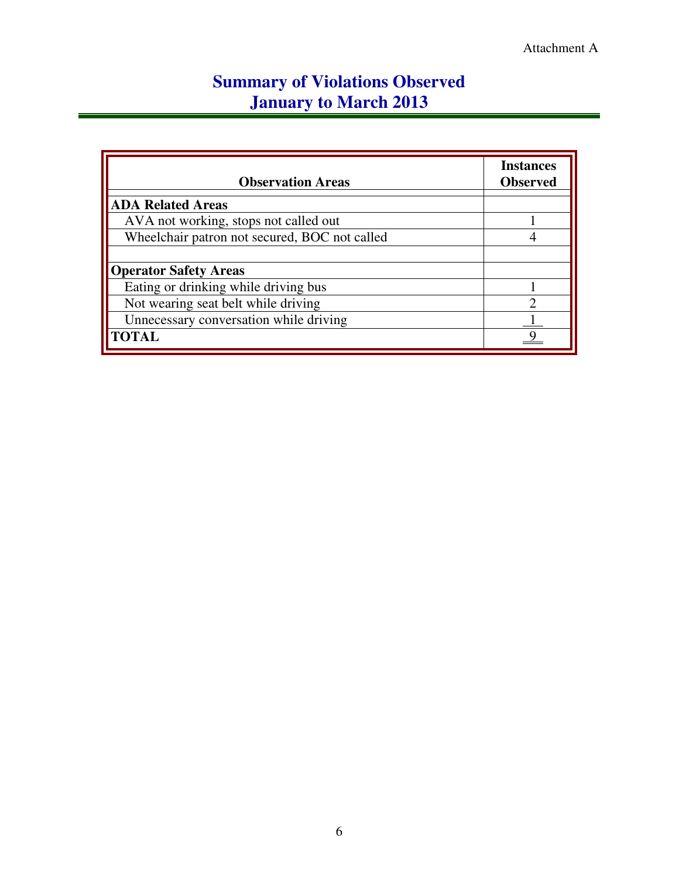Attachment A

# Summary of Violations Observed
# January to March 2013

| Observation Areas | Instances Observed |
|---|---|
| **ADA Related Areas** | |
| AVA not working, stops not called out | 1 |
| Wheelchair patron not secured, BOC not called | 4 |
| | |
| **Operator Safety Areas** | |
| Eating or drinking while driving bus | 1 |
| Not wearing seat belt while driving | 2 |
| Unnecessary conversation while driving | 1 |
| **TOTAL** | 9 |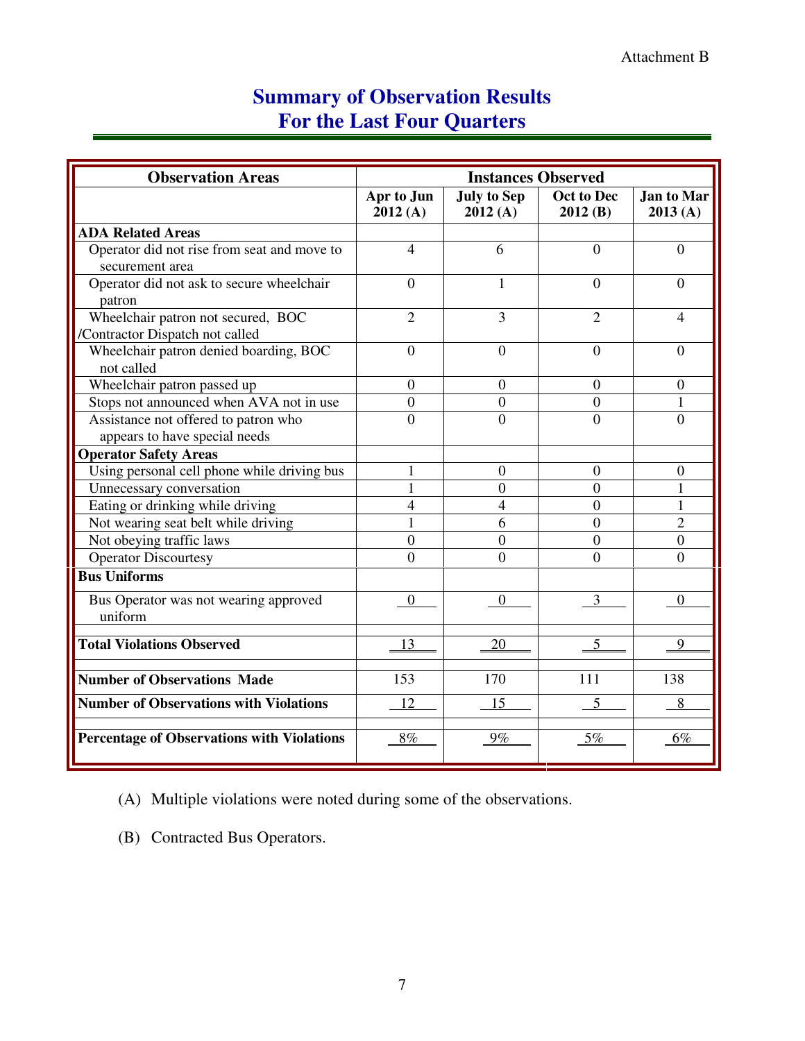Attachment B

# Summary of Observation Results For the Last Four Quarters

| Observation Areas | Instances Observed | | | |
|---|---|---|---|---|
| | Apr to Jun 2012 (A) | July to Sep 2012 (A) | Oct to Dec 2012 (B) | Jan to Mar 2013 (A) |
| **ADA Related Areas** | | | | |
| Operator did not rise from seat and move to securement area | 4 | 6 | 0 | 0 |
| Operator did not ask to secure wheelchair patron | 0 | 1 | 0 | 0 |
| Wheelchair patron not secured, BOC /Contractor Dispatch not called | 2 | 3 | 2 | 4 |
| Wheelchair patron denied boarding, BOC not called | 0 | 0 | 0 | 0 |
| Wheelchair patron passed up | 0 | 0 | 0 | 0 |
| Stops not announced when AVA not in use | 0 | 0 | 0 | 1 |
| Assistance not offered to patron who appears to have special needs | 0 | 0 | 0 | 0 |
| **Operator Safety Areas** | | | | |
| Using personal cell phone while driving bus | 1 | 0 | 0 | 0 |
| Unnecessary conversation | 1 | 0 | 0 | 1 |
| Eating or drinking while driving | 4 | 4 | 0 | 1 |
| Not wearing seat belt while driving | 1 | 6 | 0 | 2 |
| Not obeying traffic laws | 0 | 0 | 0 | 0 |
| Operator Discourtesy | 0 | 0 | 0 | 0 |
| **Bus Uniforms** | | | | |
| Bus Operator was not wearing approved uniform | 0 | 0 | 3 | 0 |
| **Total Violations Observed** | 13 | 20 | 5 | 9 |
| **Number of Observations Made** | 153 | 170 | 111 | 138 |
| **Number of Observations with Violations** | 12 | 15 | 5 | 8 |
| **Percentage of Observations with Violations** | 8% | 9% | 5% | 6% |

(A) Multiple violations were noted during some of the observations.

(B) Contracted Bus Operators.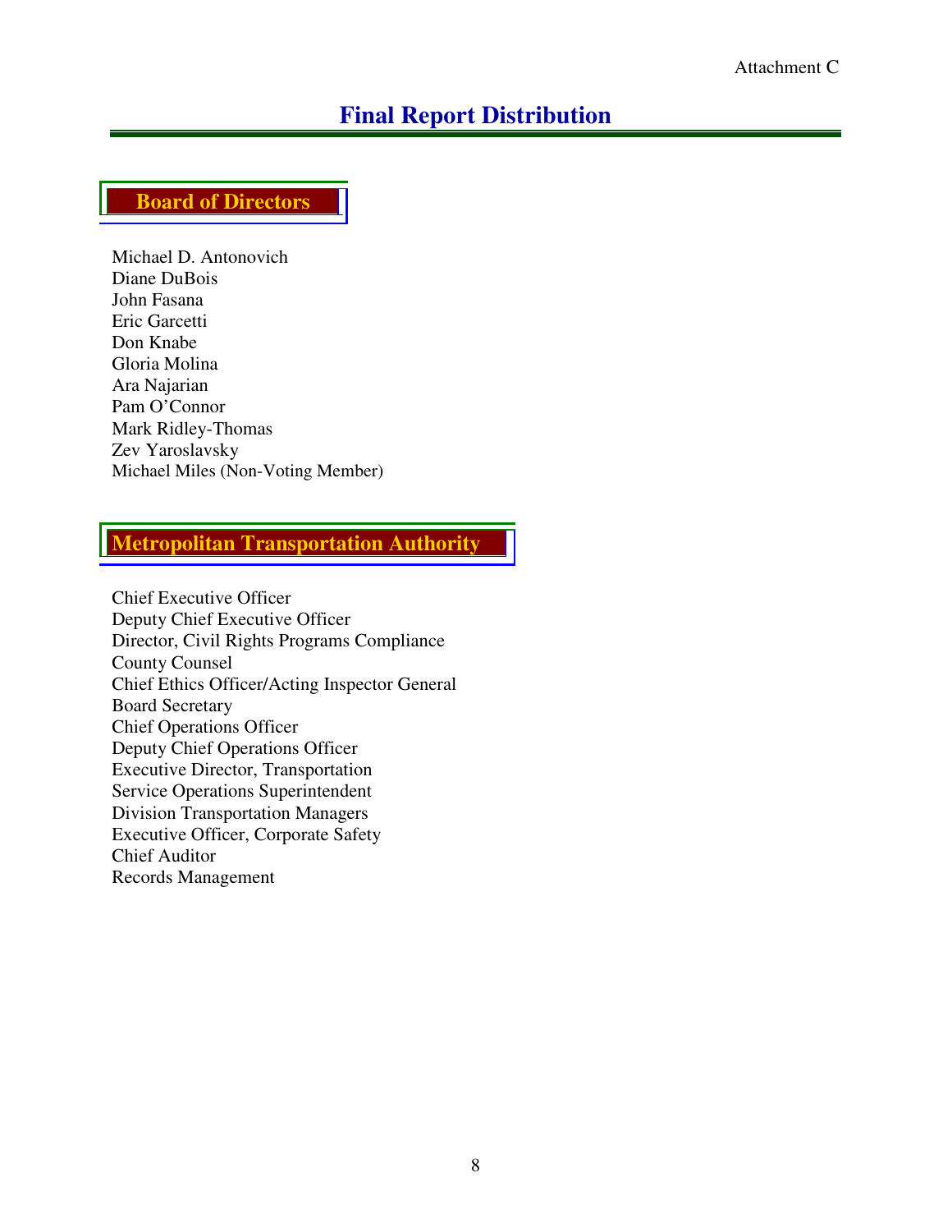Attachment C

# Final Report Distribution

## Board of Directors

Michael D. Antonovich
Diane DuBois
John Fasana
Eric Garcetti
Don Knabe
Gloria Molina
Ara Najarian
Pam O'Connor
Mark Ridley-Thomas
Zev Yaroslavsky
Michael Miles (Non-Voting Member)

## Metropolitan Transportation Authority

Chief Executive Officer
Deputy Chief Executive Officer
Director, Civil Rights Programs Compliance
County Counsel
Chief Ethics Officer/Acting Inspector General
Board Secretary
Chief Operations Officer
Deputy Chief Operations Officer
Executive Director, Transportation
Service Operations Superintendent
Division Transportation Managers
Executive Officer, Corporate Safety
Chief Auditor
Records Management